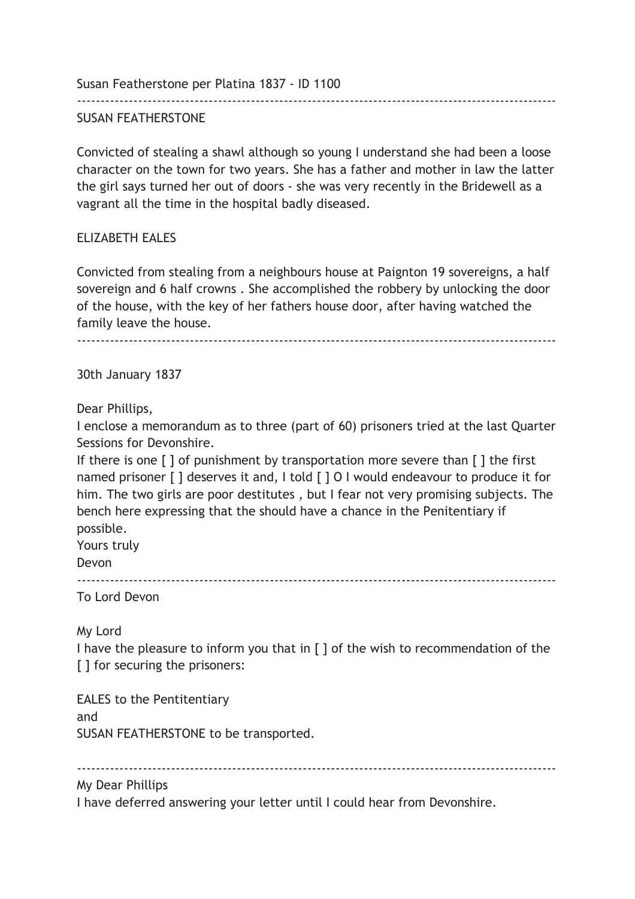Susan Featherstone per Platina 1837 - ID 1100

---

SUSAN FEATHERSTONE

Convicted of stealing a shawl although so young I understand she had been a loose character on the town for two years. She has a father and mother in law the latter the girl says turned her out of doors - she was very recently in the Bridewell as a vagrant all the time in the hospital badly diseased.

ELIZABETH EALES

Convicted from stealing from a neighbours house at Paignton 19 sovereigns, a half sovereign and 6 half crowns . She accomplished the robbery by unlocking the door of the house, with the key of her fathers house door, after having watched the family leave the house.

---

30th January 1837

Dear Phillips,

I enclose a memorandum as to three (part of 60) prisoners tried at the last Quarter Sessions for Devonshire.

If there is one [ ] of punishment by transportation more severe than [ ] the first named prisoner [ ] deserves it and, I told [ ] O I would endeavour to produce it for him. The two girls are poor destitutes , but I fear not very promising subjects. The bench here expressing that the should have a chance in the Penitentiary if possible.

Yours truly

Devon

---

To Lord Devon

My Lord

I have the pleasure to inform you that in [ ] of the wish to recommendation of the [ ] for securing the prisoners:

EALES to the Pentitentiary

and

SUSAN FEATHERSTONE to be transported.

---

My Dear Phillips

I have deferred answering your letter until I could hear from Devonshire.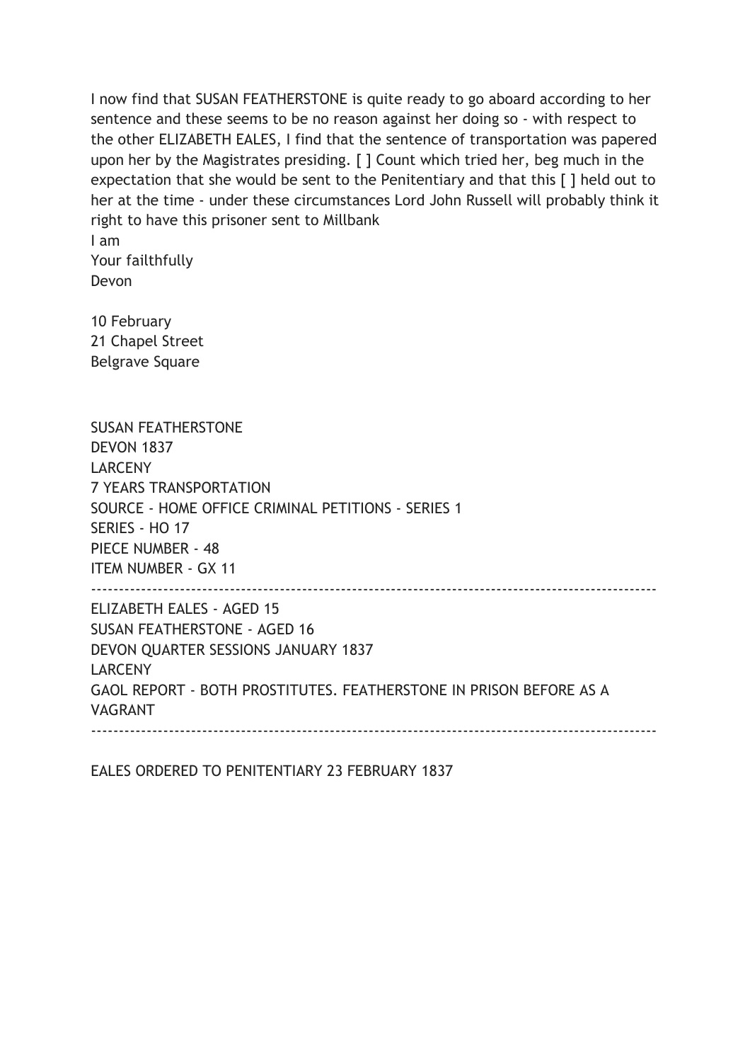I now find that SUSAN FEATHERSTONE is quite ready to go aboard according to her sentence and these seems to be no reason against her doing so - with respect to the other ELIZABETH EALES, I find that the sentence of transportation was papered upon her by the Magistrates presiding. [ ] Count which tried her, beg much in the expectation that she would be sent to the Penitentiary and that this [ ] held out to her at the time - under these circumstances Lord John Russell will probably think it right to have this prisoner sent to Millbank

I am  
Your failthfully  
Devon

10 February  
21 Chapel Street  
Belgrave Square

SUSAN FEATHERSTONE  
DEVON 1837  
LARCENY  
7 YEARS TRANSPORTATION  
SOURCE - HOME OFFICE CRIMINAL PETITIONS - SERIES 1  
SERIES - HO 17  
PIECE NUMBER - 48  
ITEM NUMBER - GX 11

---

ELIZABETH EALES - AGED 15  
SUSAN FEATHERSTONE - AGED 16  
DEVON QUARTER SESSIONS JANUARY 1837  
LARCENY  
GAOL REPORT - BOTH PROSTITUTES. FEATHERSTONE IN PRISON BEFORE AS A VAGRANT

---

EALES ORDERED TO PENITENTIARY 23 FEBRUARY 1837